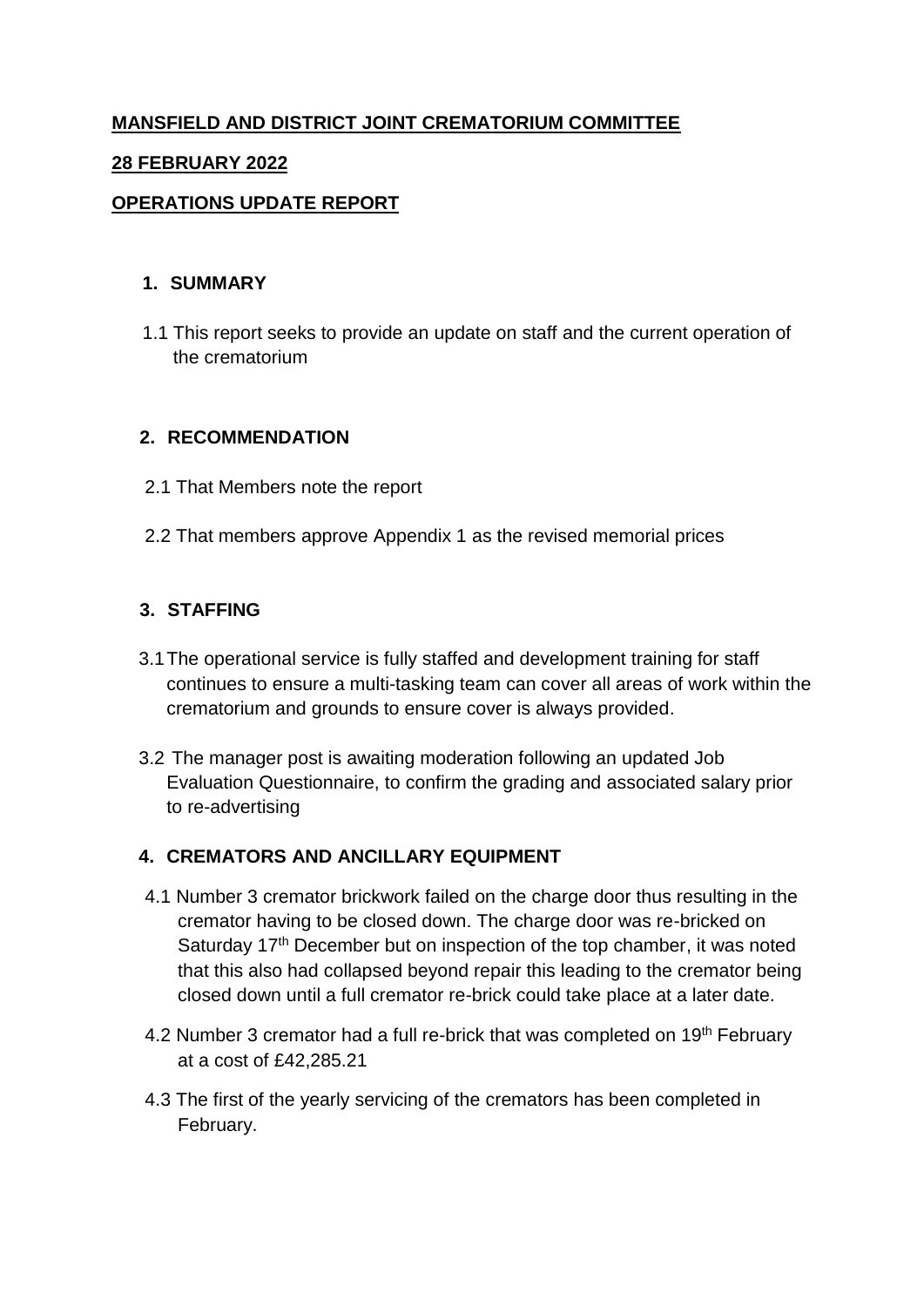**MANSFIELD AND DISTRICT JOINT CREMATORIUM COMMITTEE**

**28 FEBRUARY 2022**

**OPERATIONS UPDATE REPORT**

## 1. SUMMARY

1.1 This report seeks to provide an update on staff and the current operation of the crematorium

## 2. RECOMMENDATION

2.1 That Members note the report

2.2 That members approve Appendix 1 as the revised memorial prices

## 3. STAFFING

3.1 The operational service is fully staffed and development training for staff continues to ensure a multi-tasking team can cover all areas of work within the crematorium and grounds to ensure cover is always provided.

3.2 The manager post is awaiting moderation following an updated Job Evaluation Questionnaire, to confirm the grading and associated salary prior to re-advertising

## 4. CREMATORS AND ANCILLARY EQUIPMENT

4.1 Number 3 cremator brickwork failed on the charge door thus resulting in the cremator having to be closed down. The charge door was re-bricked on Saturday 17th December but on inspection of the top chamber, it was noted that this also had collapsed beyond repair this leading to the cremator being closed down until a full cremator re-brick could take place at a later date.

4.2 Number 3 cremator had a full re-brick that was completed on 19th February at a cost of £42,285.21

4.3 The first of the yearly servicing of the cremators has been completed in February.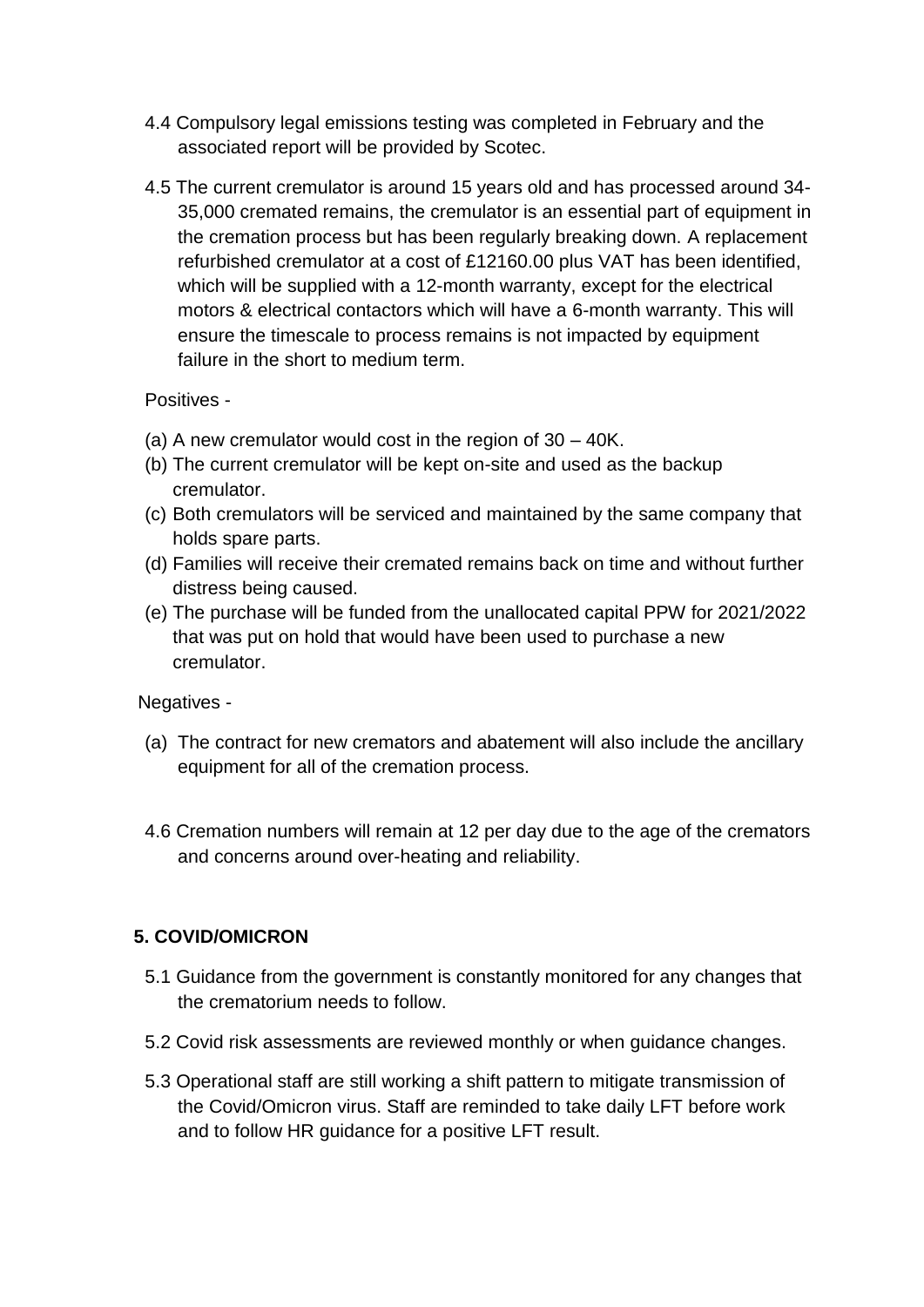4.4 Compulsory legal emissions testing was completed in February and the associated report will be provided by Scotec.

4.5 The current cremulator is around 15 years old and has processed around 34-35,000 cremated remains, the cremulator is an essential part of equipment in the cremation process but has been regularly breaking down. A replacement refurbished cremulator at a cost of £12160.00 plus VAT has been identified, which will be supplied with a 12-month warranty, except for the electrical motors & electrical contactors which will have a 6-month warranty. This will ensure the timescale to process remains is not impacted by equipment failure in the short to medium term.

Positives -

(a) A new cremulator would cost in the region of 30 – 40K.
(b) The current cremulator will be kept on-site and used as the backup cremulator.
(c) Both cremulators will be serviced and maintained by the same company that holds spare parts.
(d) Families will receive their cremated remains back on time and without further distress being caused.
(e) The purchase will be funded from the unallocated capital PPW for 2021/2022 that was put on hold that would have been used to purchase a new cremulator.

Negatives -

(a) The contract for new cremators and abatement will also include the ancillary equipment for all of the cremation process.

4.6 Cremation numbers will remain at 12 per day due to the age of the cremators and concerns around over-heating and reliability.

## 5. COVID/OMICRON

5.1 Guidance from the government is constantly monitored for any changes that the crematorium needs to follow.

5.2 Covid risk assessments are reviewed monthly or when guidance changes.

5.3 Operational staff are still working a shift pattern to mitigate transmission of the Covid/Omicron virus. Staff are reminded to take daily LFT before work and to follow HR guidance for a positive LFT result.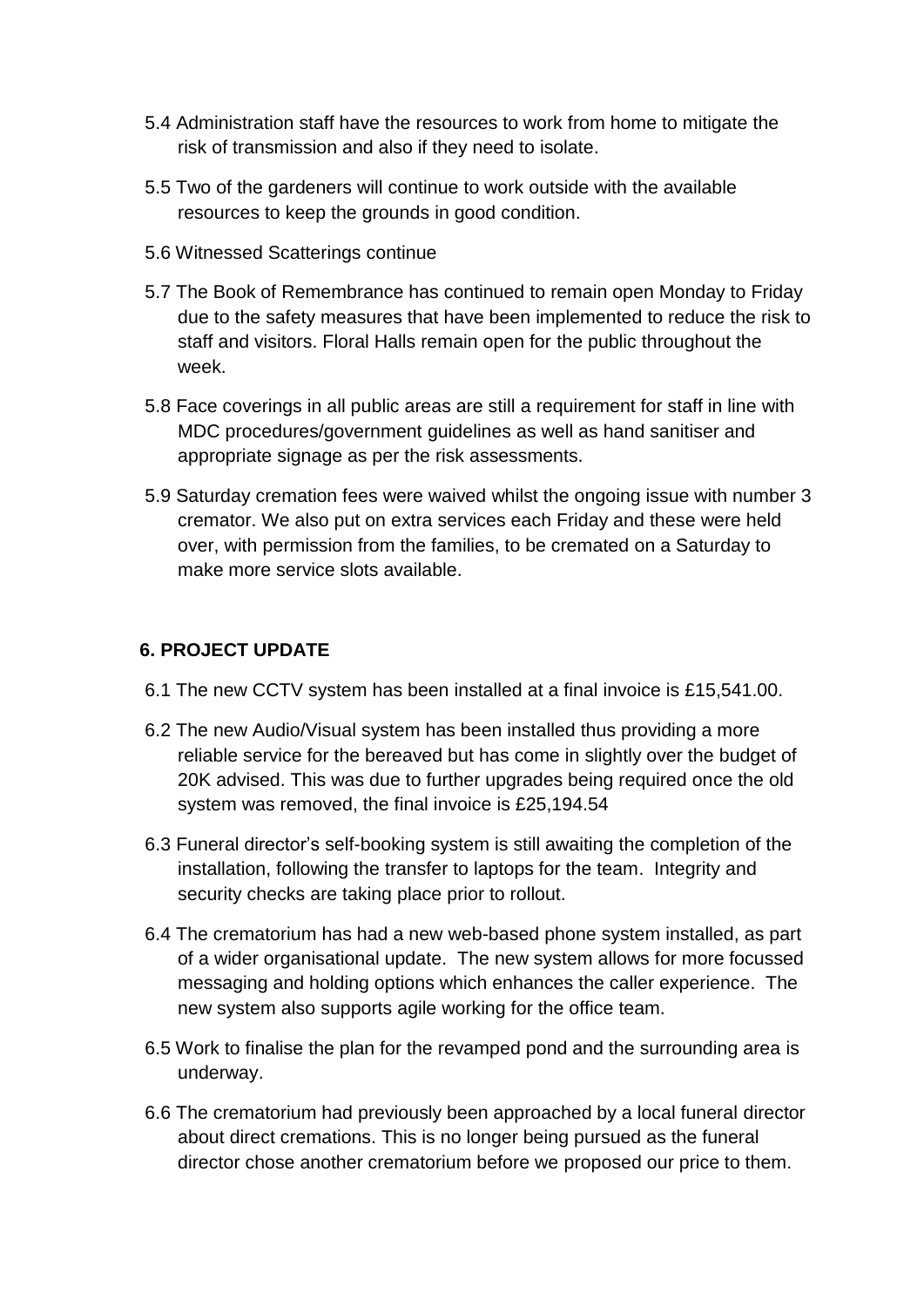5.4 Administration staff have the resources to work from home to mitigate the risk of transmission and also if they need to isolate.

5.5 Two of the gardeners will continue to work outside with the available resources to keep the grounds in good condition.

5.6 Witnessed Scatterings continue

5.7 The Book of Remembrance has continued to remain open Monday to Friday due to the safety measures that have been implemented to reduce the risk to staff and visitors. Floral Halls remain open for the public throughout the week.

5.8 Face coverings in all public areas are still a requirement for staff in line with MDC procedures/government guidelines as well as hand sanitiser and appropriate signage as per the risk assessments.

5.9 Saturday cremation fees were waived whilst the ongoing issue with number 3 cremator. We also put on extra services each Friday and these were held over, with permission from the families, to be cremated on a Saturday to make more service slots available.

## 6. PROJECT UPDATE

6.1 The new CCTV system has been installed at a final invoice is £15,541.00.

6.2 The new Audio/Visual system has been installed thus providing a more reliable service for the bereaved but has come in slightly over the budget of 20K advised. This was due to further upgrades being required once the old system was removed, the final invoice is £25,194.54

6.3 Funeral director's self-booking system is still awaiting the completion of the installation, following the transfer to laptops for the team. Integrity and security checks are taking place prior to rollout.

6.4 The crematorium has had a new web-based phone system installed, as part of a wider organisational update. The new system allows for more focussed messaging and holding options which enhances the caller experience. The new system also supports agile working for the office team.

6.5 Work to finalise the plan for the revamped pond and the surrounding area is underway.

6.6 The crematorium had previously been approached by a local funeral director about direct cremations. This is no longer being pursued as the funeral director chose another crematorium before we proposed our price to them.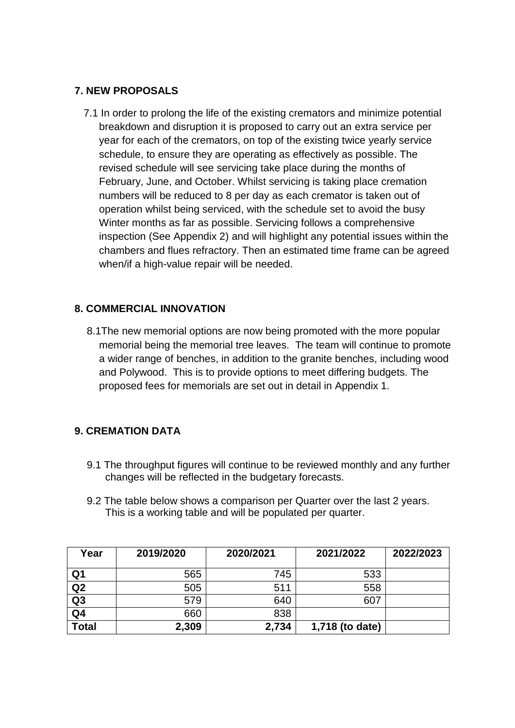## 7. NEW PROPOSALS

7.1 In order to prolong the life of the existing cremators and minimize potential breakdown and disruption it is proposed to carry out an extra service per year for each of the cremators, on top of the existing twice yearly service schedule, to ensure they are operating as effectively as possible. The revised schedule will see servicing take place during the months of February, June, and October. Whilst servicing is taking place cremation numbers will be reduced to 8 per day as each cremator is taken out of operation whilst being serviced, with the schedule set to avoid the busy Winter months as far as possible. Servicing follows a comprehensive inspection (See Appendix 2) and will highlight any potential issues within the chambers and flues refractory. Then an estimated time frame can be agreed when/if a high-value repair will be needed.

## 8. COMMERCIAL INNOVATION

8.1The new memorial options are now being promoted with the more popular memorial being the memorial tree leaves. The team will continue to promote a wider range of benches, in addition to the granite benches, including wood and Polywood. This is to provide options to meet differing budgets. The proposed fees for memorials are set out in detail in Appendix 1.

## 9. CREMATION DATA

9.1 The throughput figures will continue to be reviewed monthly and any further changes will be reflected in the budgetary forecasts.

9.2 The table below shows a comparison per Quarter over the last 2 years. This is a working table and will be populated per quarter.

| Year | 2019/2020 | 2020/2021 | 2021/2022 | 2022/2023 |
|---|---|---|---|---|
| **Q1** | 565 | 745 | 533 | |
| **Q2** | 505 | 511 | 558 | |
| **Q3** | 579 | 640 | 607 | |
| **Q4** | 660 | 838 | | |
| **Total** | **2,309** | **2,734** | **1,718 (to date)** | |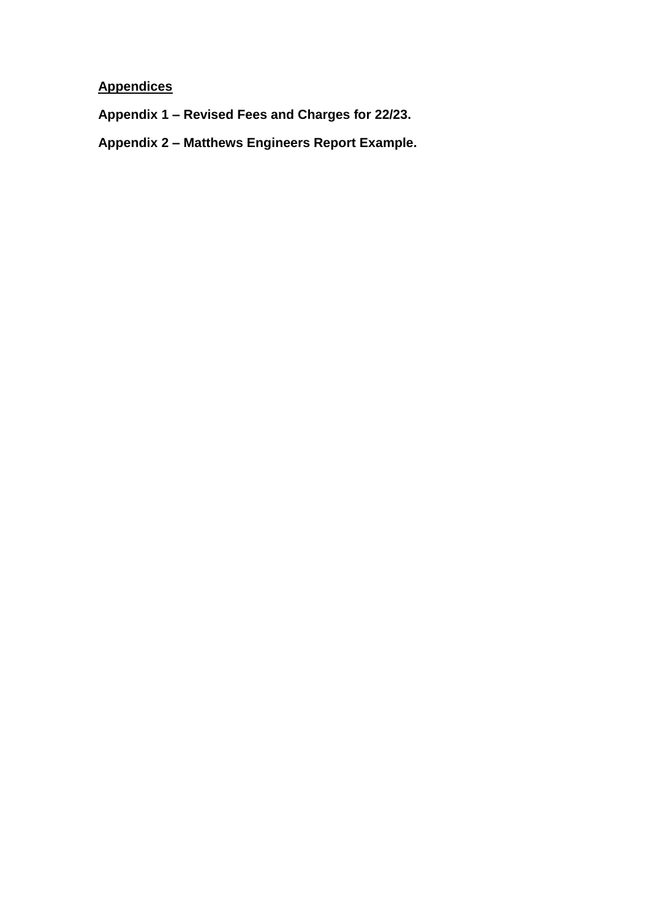**Appendices**

**Appendix 1 – Revised Fees and Charges for 22/23.**

**Appendix 2 – Matthews Engineers Report Example.**